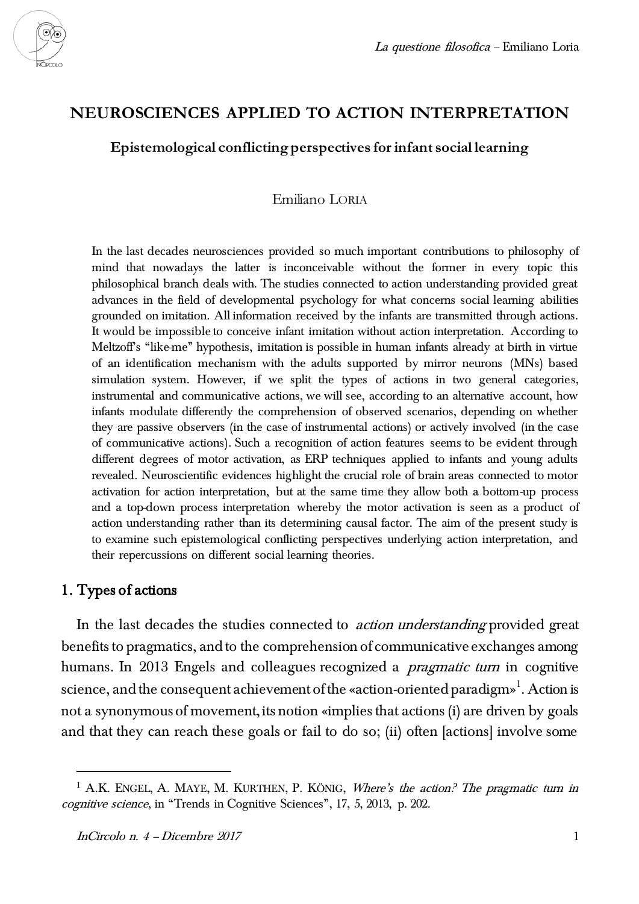# NEUROSCIENCES APPLIED TO ACTION INTERPRETATION

## Epistemological conflicting perspectives for infant social learning

Emiliano LORIA

In the last decades neurosciences provided so much important contributions to philosophy of mind that nowadays the latter is inconceivable without the former in every topic this philosophical branch deals with. The studies connected to action understanding provided great advances in the field of developmental psychology for what concerns social learning abilities grounded on imitation. All information received by the infants are transmitted through actions. It would be impossible to conceive infant imitation without action interpretation. According to Meltzoff's "like-me" hypothesis, imitation is possible in human infants already at birth in virtue of an identification mechanism with the adults supported by mirror neurons (MNs) based simulation system. However, if we split the types of actions in two general categories, instrumental and communicative actions, we will see, according to an alternative account, how infants modulate differently the comprehension of observed scenarios, depending on whether they are passive observers (in the case of instrumental actions) or actively involved (in the case of communicative actions). Such a recognition of action features seems to be evident through different degrees of motor activation, as ERP techniques applied to infants and young adults revealed. Neuroscientific evidences highlight the crucial role of brain areas connected to motor activation for action interpretation, but at the same time they allow both a bottom-up process and a top-down process interpretation whereby the motor activation is seen as a product of action understanding rather than its determining causal factor. The aim of the present study is to examine such epistemological conflicting perspectives underlying action interpretation, and their repercussions on different social learning theories.

## 1. Types of actions

In the last decades the studies connected to *action understanding* provided great benefits to pragmatics, and to the comprehension of communicative exchanges among humans. In 2013 Engels and colleagues recognized a *pragmatic turn* in cognitive science, and the consequent achievement of the «action-oriented paradigm»[1]. Action is not a synonymous of movement, its notion «implies that actions (i) are driven by goals and that they can reach these goals or fail to do so; (ii) often [actions] involve some

---

[1] A.K. ENGEL, A. MAYE, M. KURTHEN, P. KÖNIG, *Where's the action? The pragmatic turn in cognitive science*, in "Trends in Cognitive Sciences", 17, 5, 2013, p. 202.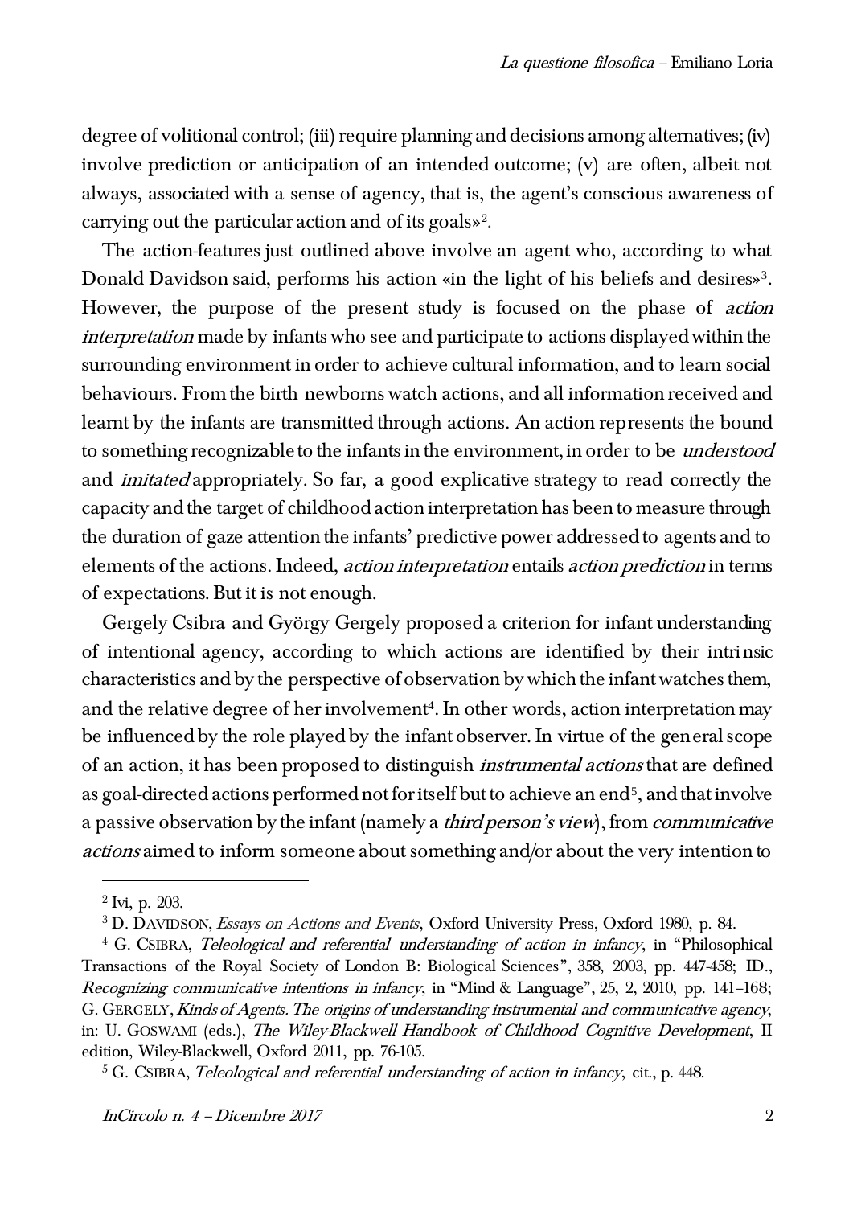degree of volitional control; (iii) require planning and decisions among alternatives; (iv) involve prediction or anticipation of an intended outcome; (v) are often, albeit not always, associated with a sense of agency, that is, the agent's conscious awareness of carrying out the particular action and of its goals»[2].

The action-features just outlined above involve an agent who, according to what Donald Davidson said, performs his action «in the light of his beliefs and desires»[3]. However, the purpose of the present study is focused on the phase of *action interpretation* made by infants who see and participate to actions displayed within the surrounding environment in order to achieve cultural information, and to learn social behaviours. From the birth newborns watch actions, and all information received and learnt by the infants are transmitted through actions. An action represents the bound to something recognizable to the infants in the environment, in order to be *understood* and *imitated* appropriately. So far, a good explicative strategy to read correctly the capacity and the target of childhood action interpretation has been to measure through the duration of gaze attention the infants' predictive power addressed to agents and to elements of the actions. Indeed, *action interpretation* entails *action prediction* in terms of expectations. But it is not enough.

Gergely Csibra and György Gergely proposed a criterion for infant understanding of intentional agency, according to which actions are identified by their intrinsic characteristics and by the perspective of observation by which the infant watches them, and the relative degree of her involvement[4]. In other words, action interpretation may be influenced by the role played by the infant observer. In virtue of the general scope of an action, it has been proposed to distinguish *instrumental actions* that are defined as goal-directed actions performed not for itself but to achieve an end[5], and that involve a passive observation by the infant (namely a *third person's view*), from *communicative actions* aimed to inform someone about something and/or about the very intention to

---

[2] Ivi, p. 203.

[3] D. DAVIDSON, *Essays on Actions and Events*, Oxford University Press, Oxford 1980, p. 84.

[4] G. CSIBRA, *Teleological and referential understanding of action in infancy*, in "Philosophical Transactions of the Royal Society of London B: Biological Sciences", 358, 2003, pp. 447-458; ID., *Recognizing communicative intentions in infancy*, in "Mind & Language", 25, 2, 2010, pp. 141–168; G. GERGELY, *Kinds of Agents. The origins of understanding instrumental and communicative agency*, in: U. GOSWAMI (eds.), *The Wiley-Blackwell Handbook of Childhood Cognitive Development*, II edition, Wiley-Blackwell, Oxford 2011, pp. 76-105.

[5] G. CSIBRA, *Teleological and referential understanding of action in infancy*, cit., p. 448.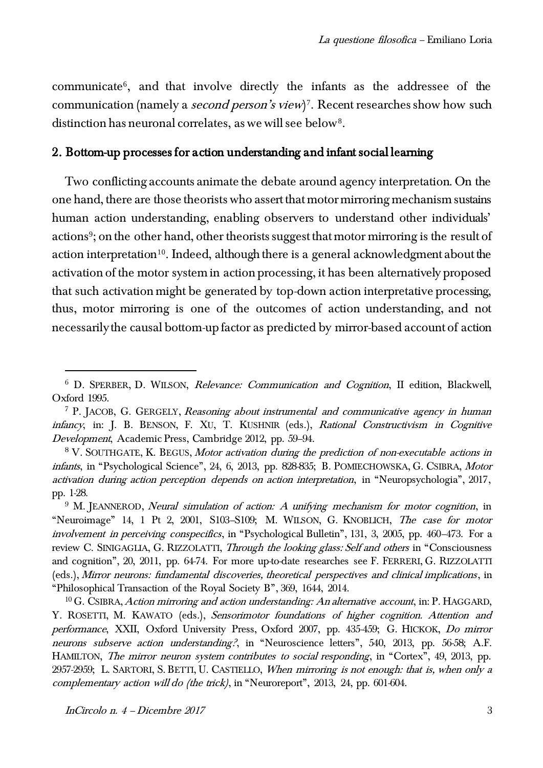communicate[6], and that involve directly the infants as the addressee of the communication (namely a *second person's view*)[7]. Recent researches show how such distinction has neuronal correlates, as we will see below[8].

## 2. Bottom-up processes for action understanding and infant social learning

Two conflicting accounts animate the debate around agency interpretation. On the one hand, there are those theorists who assert that motor mirroring mechanism sustains human action understanding, enabling observers to understand other individuals' actions[9]; on the other hand, other theorists suggest that motor mirroring is the result of action interpretation[10]. Indeed, although there is a general acknowledgment about the activation of the motor system in action processing, it has been alternatively proposed that such activation might be generated by top-down action interpretative processing, thus, motor mirroring is one of the outcomes of action understanding, and not necessarily the causal bottom-up factor as predicted by mirror-based account of action

---

[6] D. Sperber, D. Wilson, *Relevance: Communication and Cognition*, II edition, Blackwell, Oxford 1995.

[7] P. Jacob, G. Gergely, *Reasoning about instrumental and communicative agency in human infancy*, in: J. B. Benson, F. Xu, T. Kushnir (eds.), *Rational Constructivism in Cognitive Development*, Academic Press, Cambridge 2012, pp. 59–94.

[8] V. Southgate, K. Begus, *Motor activation during the prediction of non-executable actions in infants*, in "Psychological Science", 24, 6, 2013, pp. 828-835; B. Pomiechowska, G. Csibra, *Motor activation during action perception depends on action interpretation*, in "Neuropsychologia", 2017, pp. 1-28.

[9] M. Jeannerod, *Neural simulation of action: A unifying mechanism for motor cognition*, in "Neuroimage" 14, 1 Pt 2, 2001, S103–S109; M. Wilson, G. Knoblich, *The case for motor involvement in perceiving conspecifics*, in "Psychological Bulletin", 131, 3, 2005, pp. 460–473. For a review C. Sinigaglia, G. Rizzolatti, *Through the looking glass: Self and others* in "Consciousness and cognition", 20, 2011, pp. 64-74. For more up-to-date researches see F. Ferreri, G. Rizzolatti (eds.), *Mirror neurons: fundamental discoveries, theoretical perspectives and clinical implications*, in "Philosophical Transaction of the Royal Society B", 369, 1644, 2014.

[10] G. Csibra, *Action mirroring and action understanding: An alternative account*, in: P. Haggard, Y. Rosetti, M. Kawato (eds.), *Sensorimotor foundations of higher cognition. Attention and performance*, XXII, Oxford University Press, Oxford 2007, pp. 435-459; G. Hickok, *Do mirror neurons subserve action understanding?*, in "Neuroscience letters", 540, 2013, pp. 56-58; A.F. Hamilton, *The mirror neuron system contributes to social responding*, in "Cortex", 49, 2013, pp. 2957-2959; L. Sartori, S. Betti, U. Castiello, *When mirroring is not enough: that is, when only a complementary action will do (the trick)*, in "Neuroreport", 2013, 24, pp. 601-604.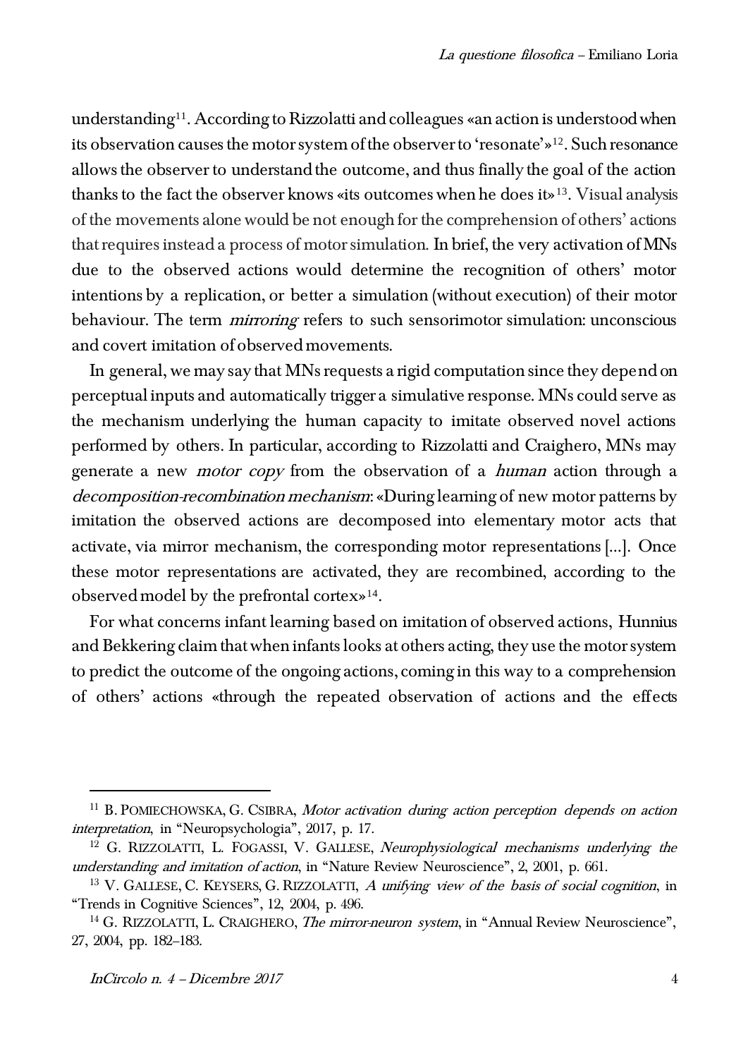understanding[11]. According to Rizzolatti and colleagues «an action is understood when its observation causes the motor system of the observer to 'resonate'»[12]. Such resonance allows the observer to understand the outcome, and thus finally the goal of the action thanks to the fact the observer knows «its outcomes when he does it»[13]. Visual analysis of the movements alone would be not enough for the comprehension of others' actions that requires instead a process of motor simulation. In brief, the very activation of MNs due to the observed actions would determine the recognition of others' motor intentions by a replication, or better a simulation (without execution) of their motor behaviour. The term *mirroring* refers to such sensorimotor simulation: unconscious and covert imitation of observed movements.

In general, we may say that MNs requests a rigid computation since they depend on perceptual inputs and automatically trigger a simulative response. MNs could serve as the mechanism underlying the human capacity to imitate observed novel actions performed by others. In particular, according to Rizzolatti and Craighero, MNs may generate a new *motor copy* from the observation of a *human* action through a *decomposition-recombination mechanism*: «During learning of new motor patterns by imitation the observed actions are decomposed into elementary motor acts that activate, via mirror mechanism, the corresponding motor representations [...]. Once these motor representations are activated, they are recombined, according to the observed model by the prefrontal cortex»[14].

For what concerns infant learning based on imitation of observed actions, Hunnius and Bekkering claim that when infants looks at others acting, they use the motor system to predict the outcome of the ongoing actions, coming in this way to a comprehension of others' actions «through the repeated observation of actions and the effects

---

[11] B. POMIECHOWSKA, G. CSIBRA, *Motor activation during action perception depends on action interpretation*, in "Neuropsychologia", 2017, p. 17.

[12] G. RIZZOLATTI, L. FOGASSI, V. GALLESE, *Neurophysiological mechanisms underlying the understanding and imitation of action*, in "Nature Review Neuroscience", 2, 2001, p. 661.

[13] V. GALLESE, C. KEYSERS, G. RIZZOLATTI, *A unifying view of the basis of social cognition*, in "Trends in Cognitive Sciences", 12, 2004, p. 496.

[14] G. RIZZOLATTI, L. CRAIGHERO, *The mirror-neuron system*, in "Annual Review Neuroscience", 27, 2004, pp. 182–183.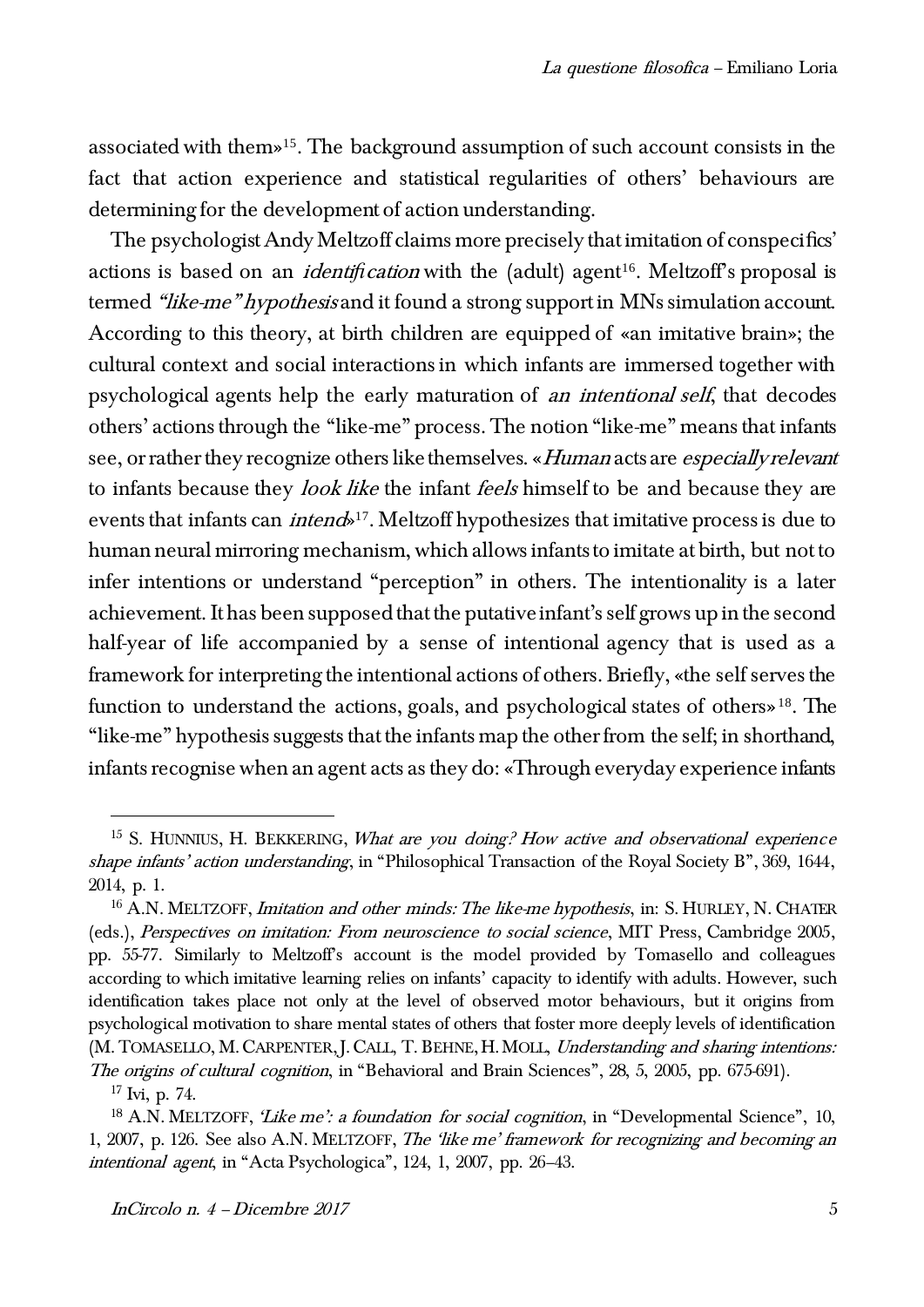associated with them»[15]. The background assumption of such account consists in the fact that action experience and statistical regularities of others' behaviours are determining for the development of action understanding.

The psychologist Andy Meltzoff claims more precisely that imitation of conspecifics' actions is based on an *identification* with the (adult) agent[16]. Meltzoff's proposal is termed *"like-me" hypothesis* and it found a strong support in MNs simulation account. According to this theory, at birth children are equipped of «an imitative brain»; the cultural context and social interactions in which infants are immersed together with psychological agents help the early maturation of *an intentional self*, that decodes others' actions through the "like-me" process. The notion "like-me" means that infants see, or rather they recognize others like themselves. «*Human* acts are *especially relevant* to infants because they *look like* the infant *feels* himself to be and because they are events that infants can *intend*»[17]. Meltzoff hypothesizes that imitative process is due to human neural mirroring mechanism, which allows infants to imitate at birth, but not to infer intentions or understand "perception" in others. The intentionality is a later achievement. It has been supposed that the putative infant's self grows up in the second half-year of life accompanied by a sense of intentional agency that is used as a framework for interpreting the intentional actions of others. Briefly, «the self serves the function to understand the actions, goals, and psychological states of others»[18]. The "like-me" hypothesis suggests that the infants map the other from the self; in shorthand, infants recognise when an agent acts as they do: «Through everyday experience infants

---

[15] S. Hunnius, H. Bekkering, *What are you doing? How active and observational experience shape infants' action understanding*, in "Philosophical Transaction of the Royal Society B", 369, 1644, 2014, p. 1.

[16] A.N. Meltzoff, *Imitation and other minds: The like-me hypothesis*, in: S. Hurley, N. Chater (eds.), *Perspectives on imitation: From neuroscience to social science*, MIT Press, Cambridge 2005, pp. 55-77. Similarly to Meltzoff's account is the model provided by Tomasello and colleagues according to which imitative learning relies on infants' capacity to identify with adults. However, such identification takes place not only at the level of observed motor behaviours, but it origins from psychological motivation to share mental states of others that foster more deeply levels of identification (M. Tomasello, M. Carpenter, J. Call, T. Behne, H. Moll, *Understanding and sharing intentions: The origins of cultural cognition*, in "Behavioral and Brain Sciences", 28, 5, 2005, pp. 675-691).

[17] Ivi, p. 74.

[18] A.N. Meltzoff, *'Like me': a foundation for social cognition*, in "Developmental Science", 10, 1, 2007, p. 126. See also A.N. Meltzoff, *The 'like me' framework for recognizing and becoming an intentional agent*, in "Acta Psychologica", 124, 1, 2007, pp. 26–43.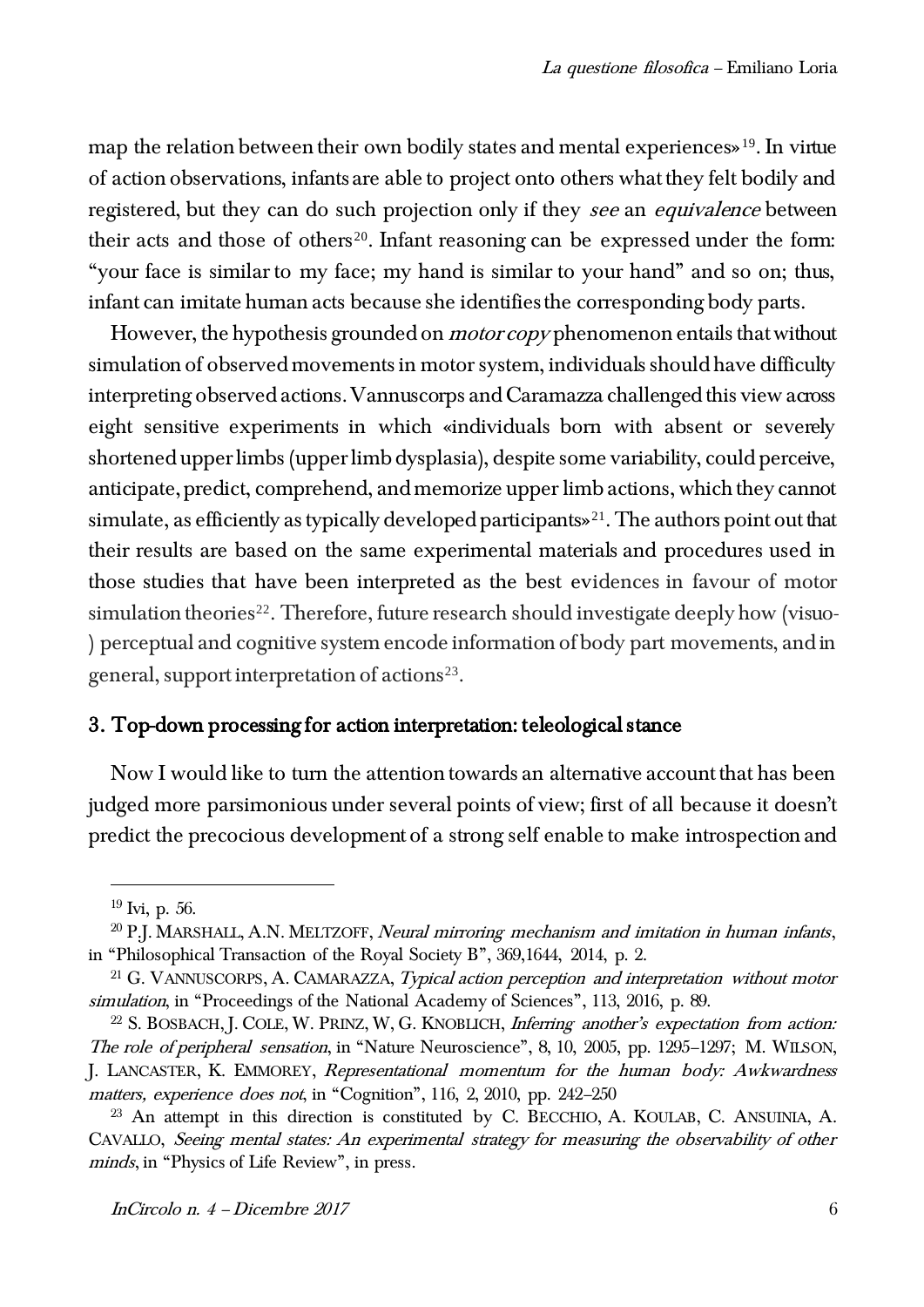map the relation between their own bodily states and mental experiences»[19]. In virtue of action observations, infants are able to project onto others what they felt bodily and registered, but they can do such projection only if they *see* an *equivalence* between their acts and those of others[20]. Infant reasoning can be expressed under the form: "your face is similar to my face; my hand is similar to your hand" and so on; thus, infant can imitate human acts because she identifies the corresponding body parts.

However, the hypothesis grounded on *motor copy* phenomenon entails that without simulation of observed movements in motor system, individuals should have difficulty interpreting observed actions. Vannuscorps and Caramazza challenged this view across eight sensitive experiments in which «individuals born with absent or severely shortened upper limbs (upper limb dysplasia), despite some variability, could perceive, anticipate, predict, comprehend, and memorize upper limb actions, which they cannot simulate, as efficiently as typically developed participants»[21]. The authors point out that their results are based on the same experimental materials and procedures used in those studies that have been interpreted as the best evidences in favour of motor simulation theories[22]. Therefore, future research should investigate deeply how (visuo-) perceptual and cognitive system encode information of body part movements, and in general, support interpretation of actions[23].

## 3. Top-down processing for action interpretation: teleological stance

Now I would like to turn the attention towards an alternative account that has been judged more parsimonious under several points of view; first of all because it doesn't predict the precocious development of a strong self enable to make introspection and

---

[19] Ivi, p. 56.

[20] P.J. MARSHALL, A.N. MELTZOFF, *Neural mirroring mechanism and imitation in human infants*, in "Philosophical Transaction of the Royal Society B", 369,1644, 2014, p. 2.

[21] G. VANNUSCORPS, A. CAMARAZZA, *Typical action perception and interpretation without motor simulation*, in "Proceedings of the National Academy of Sciences", 113, 2016, p. 89.

[22] S. BOSBACH, J. COLE, W. PRINZ, W, G. KNOBLICH, *Inferring another's expectation from action: The role of peripheral sensation*, in "Nature Neuroscience", 8, 10, 2005, pp. 1295–1297; M. WILSON, J. LANCASTER, K. EMMOREY, *Representational momentum for the human body: Awkwardness matters, experience does not*, in "Cognition", 116, 2, 2010, pp. 242–250

[23] An attempt in this direction is constituted by C. BECCHIO, A. KOULAB, C. ANSUINIA, A. CAVALLO, *Seeing mental states: An experimental strategy for measuring the observability of other minds*, in "Physics of Life Review", in press.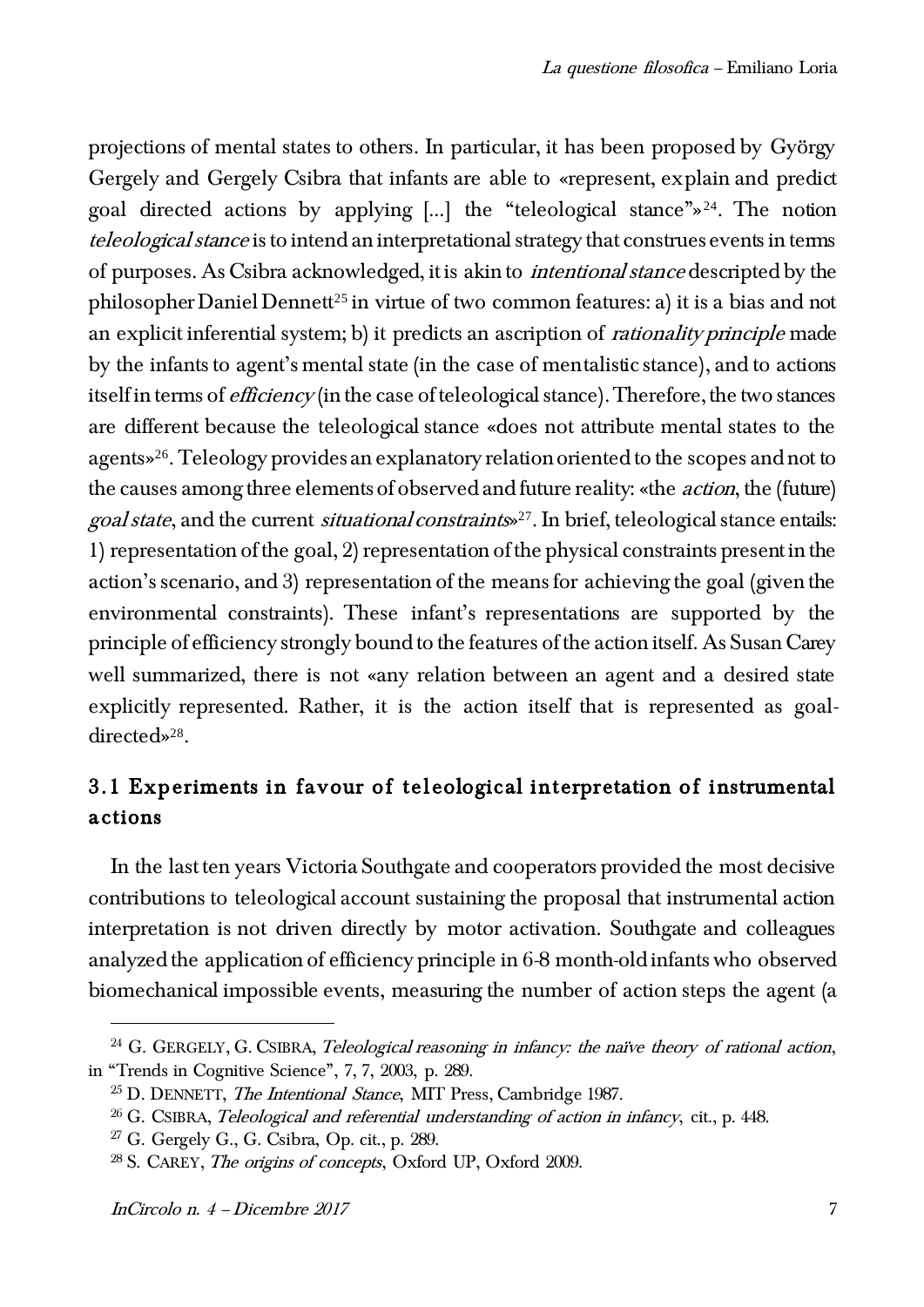projections of mental states to others. In particular, it has been proposed by György Gergely and Gergely Csibra that infants are able to «represent, explain and predict goal directed actions by applying [...] the "teleological stance"»[24]. The notion *teleological stance* is to intend an interpretational strategy that construes events in terms of purposes. As Csibra acknowledged, it is akin to *intentional stance* descripted by the philosopher Daniel Dennett[25] in virtue of two common features: a) it is a bias and not an explicit inferential system; b) it predicts an ascription of *rationality principle* made by the infants to agent's mental state (in the case of mentalistic stance), and to actions itself in terms of *efficiency* (in the case of teleological stance). Therefore, the two stances are different because the teleological stance «does not attribute mental states to the agents»[26]. Teleology provides an explanatory relation oriented to the scopes and not to the causes among three elements of observed and future reality: «the *action*, the (future) *goal state*, and the current *situational constraints*»[27]. In brief, teleological stance entails: 1) representation of the goal, 2) representation of the physical constraints present in the action's scenario, and 3) representation of the means for achieving the goal (given the environmental constraints). These infant's representations are supported by the principle of efficiency strongly bound to the features of the action itself. As Susan Carey well summarized, there is not «any relation between an agent and a desired state explicitly represented. Rather, it is the action itself that is represented as goal-directed»[28].

## 3.1 Experiments in favour of teleological interpretation of instrumental actions

In the last ten years Victoria Southgate and cooperators provided the most decisive contributions to teleological account sustaining the proposal that instrumental action interpretation is not driven directly by motor activation. Southgate and colleagues analyzed the application of efficiency principle in 6-8 month-old infants who observed biomechanical impossible events, measuring the number of action steps the agent (a

---

[24] G. GERGELY, G. CSIBRA, *Teleological reasoning in infancy: the naïve theory of rational action*, in "Trends in Cognitive Science", 7, 7, 2003, p. 289.

[25] D. DENNETT, *The Intentional Stance*, MIT Press, Cambridge 1987.

[26] G. CSIBRA, *Teleological and referential understanding of action in infancy*, cit., p. 448.

[27] G. Gergely G., G. Csibra, Op. cit., p. 289.

[28] S. CAREY, *The origins of concepts*, Oxford UP, Oxford 2009.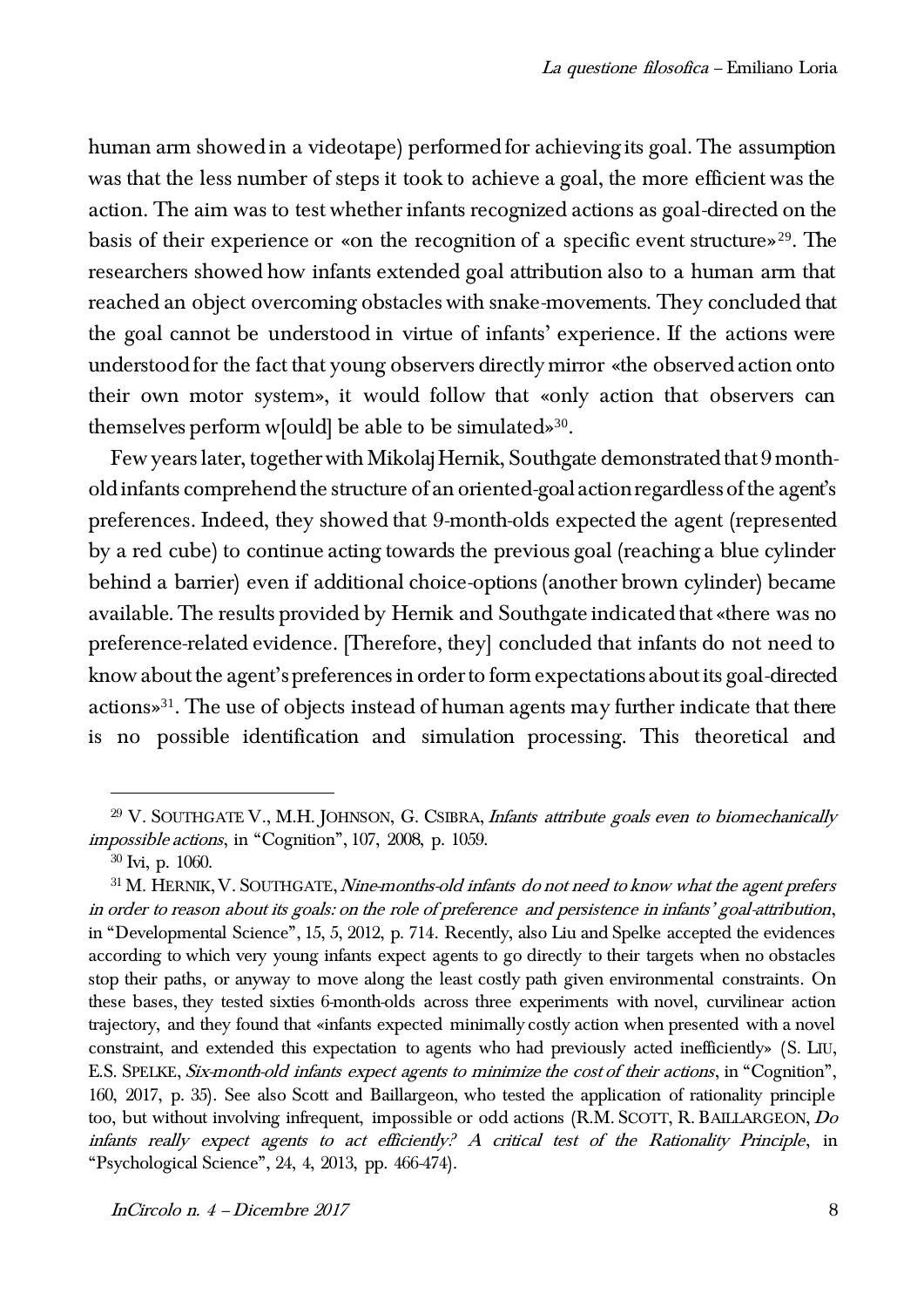human arm showed in a videotape) performed for achieving its goal. The assumption was that the less number of steps it took to achieve a goal, the more efficient was the action. The aim was to test whether infants recognized actions as goal-directed on the basis of their experience or «on the recognition of a specific event structure»[29]. The researchers showed how infants extended goal attribution also to a human arm that reached an object overcoming obstacles with snake-movements. They concluded that the goal cannot be understood in virtue of infants' experience. If the actions were understood for the fact that young observers directly mirror «the observed action onto their own motor system», it would follow that «only action that observers can themselves perform w[ould] be able to be simulated»[30].

Few years later, together with Mikolaj Hernik, Southgate demonstrated that 9 month-old infants comprehend the structure of an oriented-goal action regardless of the agent's preferences. Indeed, they showed that 9-month-olds expected the agent (represented by a red cube) to continue acting towards the previous goal (reaching a blue cylinder behind a barrier) even if additional choice-options (another brown cylinder) became available. The results provided by Hernik and Southgate indicated that «there was no preference-related evidence. [Therefore, they] concluded that infants do not need to know about the agent's preferences in order to form expectations about its goal-directed actions»[31]. The use of objects instead of human agents may further indicate that there is no possible identification and simulation processing. This theoretical and

---

[29] V. SOUTHGATE V., M.H. JOHNSON, G. CSIBRA, *Infants attribute goals even to biomechanically impossible actions*, in "Cognition", 107, 2008, p. 1059.

[30] Ivi, p. 1060.

[31] M. HERNIK, V. SOUTHGATE, *Nine-months-old infants do not need to know what the agent prefers in order to reason about its goals: on the role of preference and persistence in infants' goal-attribution*, in "Developmental Science", 15, 5, 2012, p. 714. Recently, also Liu and Spelke accepted the evidences according to which very young infants expect agents to go directly to their targets when no obstacles stop their paths, or anyway to move along the least costly path given environmental constraints. On these bases, they tested sixties 6-month-olds across three experiments with novel, curvilinear action trajectory, and they found that «infants expected minimally costly action when presented with a novel constraint, and extended this expectation to agents who had previously acted inefficiently» (S. LIU, E.S. SPELKE, *Six-month-old infants expect agents to minimize the cost of their actions*, in "Cognition", 160, 2017, p. 35). See also Scott and Baillargeon, who tested the application of rationality principle too, but without involving infrequent, impossible or odd actions (R.M. SCOTT, R. BAILLARGEON, *Do infants really expect agents to act efficiently? A critical test of the Rationality Principle*, in "Psychological Science", 24, 4, 2013, pp. 466-474).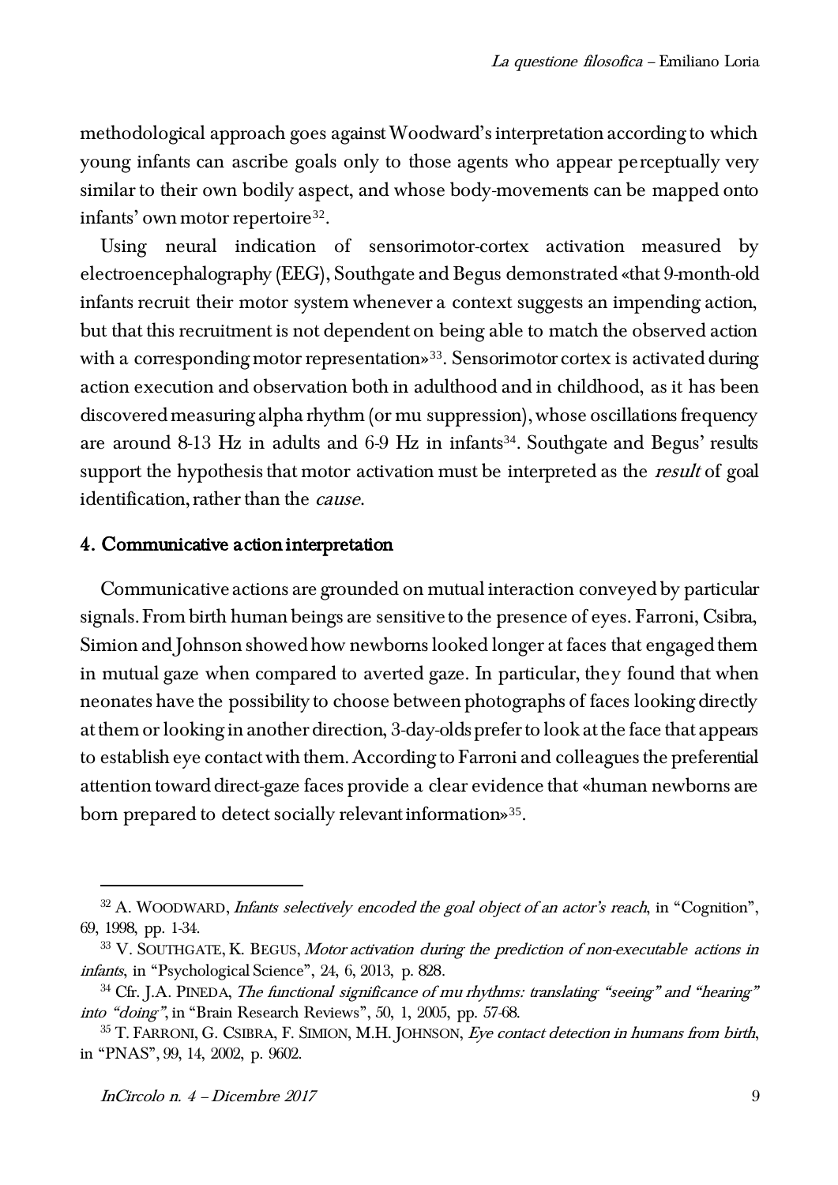methodological approach goes against Woodward's interpretation according to which young infants can ascribe goals only to those agents who appear perceptually very similar to their own bodily aspect, and whose body-movements can be mapped onto infants' own motor repertoire[32].

Using neural indication of sensorimotor-cortex activation measured by electroencephalography (EEG), Southgate and Begus demonstrated «that 9-month-old infants recruit their motor system whenever a context suggests an impending action, but that this recruitment is not dependent on being able to match the observed action with a corresponding motor representation»[33]. Sensorimotor cortex is activated during action execution and observation both in adulthood and in childhood, as it has been discovered measuring alpha rhythm (or mu suppression), whose oscillations frequency are around 8-13 Hz in adults and 6-9 Hz in infants[34]. Southgate and Begus' results support the hypothesis that motor activation must be interpreted as the *result* of goal identification, rather than the *cause*.

## 4. Communicative action interpretation

Communicative actions are grounded on mutual interaction conveyed by particular signals. From birth human beings are sensitive to the presence of eyes. Farroni, Csibra, Simion and Johnson showed how newborns looked longer at faces that engaged them in mutual gaze when compared to averted gaze. In particular, they found that when neonates have the possibility to choose between photographs of faces looking directly at them or looking in another direction, 3-day-olds prefer to look at the face that appears to establish eye contact with them. According to Farroni and colleagues the preferential attention toward direct-gaze faces provide a clear evidence that «human newborns are born prepared to detect socially relevant information»[35].

---

[32] A. WOODWARD, *Infants selectively encoded the goal object of an actor's reach*, in "Cognition", 69, 1998, pp. 1-34.

[33] V. SOUTHGATE, K. BEGUS, *Motor activation during the prediction of non-executable actions in infants*, in "Psychological Science", 24, 6, 2013, p. 828.

[34] Cfr. J.A. PINEDA, *The functional significance of mu rhythms: translating "seeing" and "hearing" into "doing"*, in "Brain Research Reviews", 50, 1, 2005, pp. 57-68.

[35] T. FARRONI, G. CSIBRA, F. SIMION, M.H. JOHNSON, *Eye contact detection in humans from birth*, in "PNAS", 99, 14, 2002, p. 9602.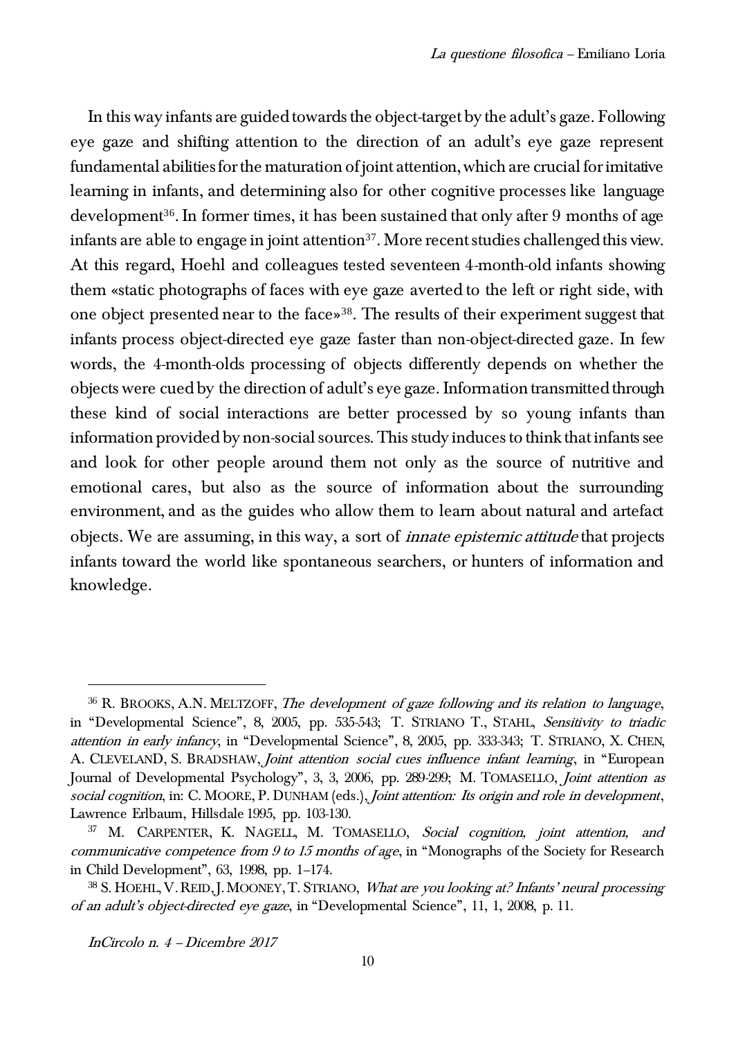In this way infants are guided towards the object-target by the adult's gaze. Following eye gaze and shifting attention to the direction of an adult's eye gaze represent fundamental abilities for the maturation of joint attention, which are crucial for imitative learning in infants, and determining also for other cognitive processes like language development[36]. In former times, it has been sustained that only after 9 months of age infants are able to engage in joint attention[37]. More recent studies challenged this view. At this regard, Hoehl and colleagues tested seventeen 4-month-old infants showing them «static photographs of faces with eye gaze averted to the left or right side, with one object presented near to the face»[38]. The results of their experiment suggest that infants process object-directed eye gaze faster than non-object-directed gaze. In few words, the 4-month-olds processing of objects differently depends on whether the objects were cued by the direction of adult's eye gaze. Information transmitted through these kind of social interactions are better processed by so young infants than information provided by non-social sources. This study induces to think that infants see and look for other people around them not only as the source of nutritive and emotional cares, but also as the source of information about the surrounding environment, and as the guides who allow them to learn about natural and artefact objects. We are assuming, in this way, a sort of *innate epistemic attitude* that projects infants toward the world like spontaneous searchers, or hunters of information and knowledge.

---

[36] R. BROOKS, A.N. MELTZOFF, *The development of gaze following and its relation to language*, in "Developmental Science", 8, 2005, pp. 535-543; T. STRIANO T., STAHL, *Sensitivity to triadic attention in early infancy*, in "Developmental Science", 8, 2005, pp. 333-343; T. STRIANO, X. CHEN, A. CLEVELAND, S. BRADSHAW, *Joint attention social cues influence infant learning*, in "European Journal of Developmental Psychology", 3, 3, 2006, pp. 289-299; M. TOMASELLO, *Joint attention as social cognition*, in: C. MOORE, P. DUNHAM (eds.), *Joint attention: Its origin and role in development*, Lawrence Erlbaum, Hillsdale 1995, pp. 103-130.

[37] M. CARPENTER, K. NAGELL, M. TOMASELLO, *Social cognition, joint attention, and communicative competence from 9 to 15 months of age*, in "Monographs of the Society for Research in Child Development", 63, 1998, pp. 1–174.

[38] S. HOEHL, V. REID, J. MOONEY, T. STRIANO, *What are you looking at? Infants' neural processing of an adult's object-directed eye gaze*, in "Developmental Science", 11, 1, 2008, p. 11.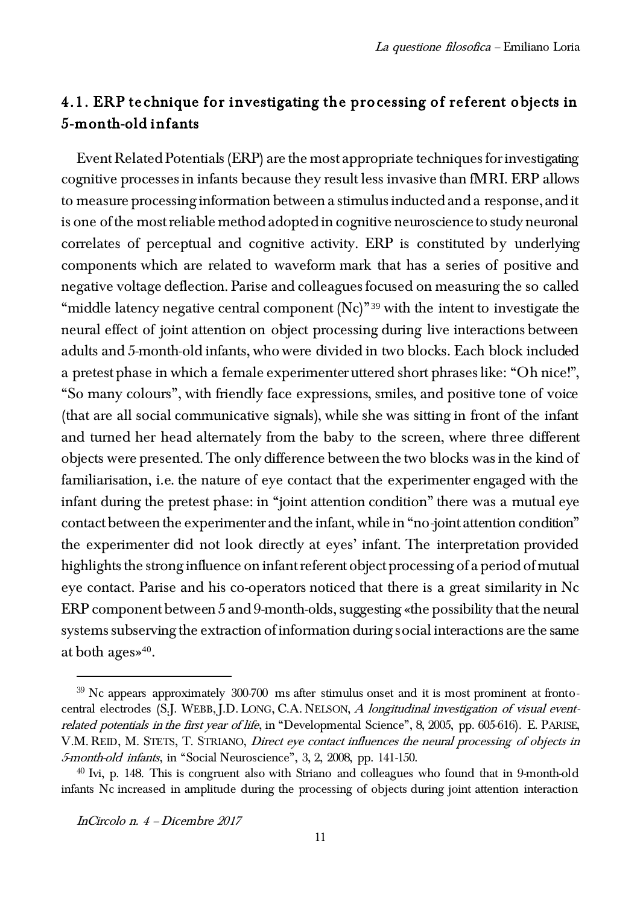## 4.1. ERP technique for investigating the processing of referent objects in 5-month-old infants

Event Related Potentials (ERP) are the most appropriate techniques for investigating cognitive processes in infants because they result less invasive than fMRI. ERP allows to measure processing information between a stimulus inducted and a response, and it is one of the most reliable method adopted in cognitive neuroscience to study neuronal correlates of perceptual and cognitive activity. ERP is constituted by underlying components which are related to waveform mark that has a series of positive and negative voltage deflection. Parise and colleagues focused on measuring the so called "middle latency negative central component (Nc)"[39] with the intent to investigate the neural effect of joint attention on object processing during live interactions between adults and 5-month-old infants, who were divided in two blocks. Each block included a pretest phase in which a female experimenter uttered short phrases like: "Oh nice!", "So many colours", with friendly face expressions, smiles, and positive tone of voice (that are all social communicative signals), while she was sitting in front of the infant and turned her head alternately from the baby to the screen, where three different objects were presented. The only difference between the two blocks was in the kind of familiarisation, i.e. the nature of eye contact that the experimenter engaged with the infant during the pretest phase: in "joint attention condition" there was a mutual eye contact between the experimenter and the infant, while in "no-joint attention condition" the experimenter did not look directly at eyes' infant. The interpretation provided highlights the strong influence on infant referent object processing of a period of mutual eye contact. Parise and his co-operators noticed that there is a great similarity in Nc ERP component between 5 and 9-month-olds, suggesting «the possibility that the neural systems subserving the extraction of information during social interactions are the same at both ages»[40].

---

[39] Nc appears approximately 300-700 ms after stimulus onset and it is most prominent at fronto-central electrodes (S.J. WEBB, J.D. LONG, C.A. NELSON, *A longitudinal investigation of visual event-related potentials in the first year of life*, in "Developmental Science", 8, 2005, pp. 605-616). E. PARISE, V.M. REID, M. STETS, T. STRIANO, *Direct eye contact influences the neural processing of objects in 5-month-old infants*, in "Social Neuroscience", 3, 2, 2008, pp. 141-150.

[40] Ivi, p. 148. This is congruent also with Striano and colleagues who found that in 9-month-old infants Nc increased in amplitude during the processing of objects during joint attention interaction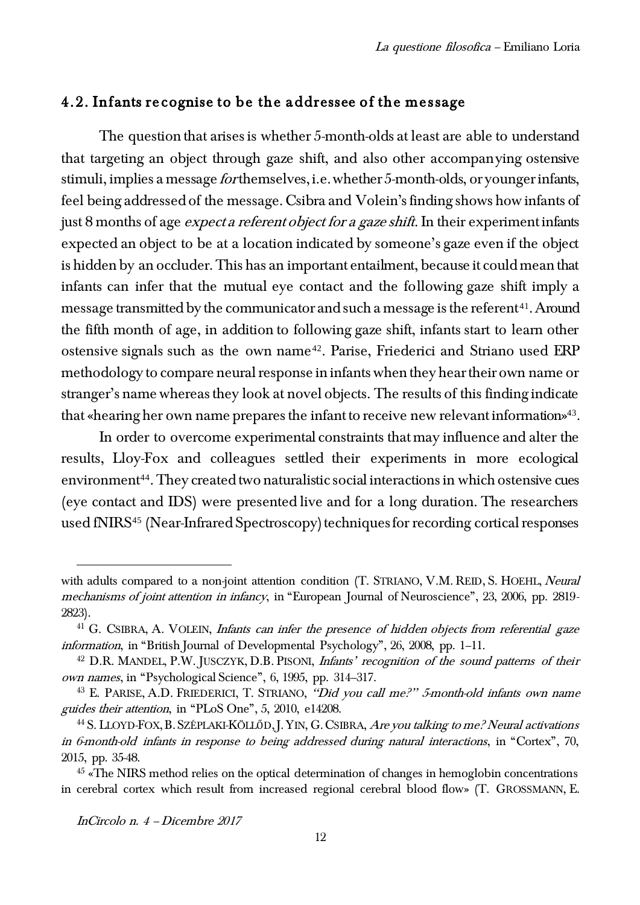## 4.2. Infants recognise to be the addressee of the message

The question that arises is whether 5-month-olds at least are able to understand that targeting an object through gaze shift, and also other accompanying ostensive stimuli, implies a message *for* themselves, i.e. whether 5-month-olds, or younger infants, feel being addressed of the message. Csibra and Volein's finding shows how infants of just 8 months of age *expect a referent object for a gaze shift*. In their experiment infants expected an object to be at a location indicated by someone's gaze even if the object is hidden by an occluder. This has an important entailment, because it could mean that infants can infer that the mutual eye contact and the following gaze shift imply a message transmitted by the communicator and such a message is the referent[41]. Around the fifth month of age, in addition to following gaze shift, infants start to learn other ostensive signals such as the own name[42]. Parise, Friederici and Striano used ERP methodology to compare neural response in infants when they hear their own name or stranger's name whereas they look at novel objects. The results of this finding indicate that «hearing her own name prepares the infant to receive new relevant information»[43].

In order to overcome experimental constraints that may influence and alter the results, Lloy-Fox and colleagues settled their experiments in more ecological environment[44]. They created two naturalistic social interactions in which ostensive cues (eye contact and IDS) were presented live and for a long duration. The researchers used fNIRS[45] (Near-Infrared Spectroscopy) techniques for recording cortical responses

---

with adults compared to a non-joint attention condition (T. STRIANO, V.M. REID, S. HOEHL, *Neural mechanisms of joint attention in infancy*, in "European Journal of Neuroscience", 23, 2006, pp. 2819-2823).

[41] G. CSIBRA, A. VOLEIN, *Infants can infer the presence of hidden objects from referential gaze information*, in "British Journal of Developmental Psychology", 26, 2008, pp. 1–11.

[42] D.R. MANDEL, P.W. JUSCZYK, D.B. PISONI, *Infants' recognition of the sound patterns of their own names*, in "Psychological Science", 6, 1995, pp. 314–317.

[43] E. PARISE, A.D. FRIEDERICI, T. STRIANO, *"Did you call me?" 5-month-old infants own name guides their attention*, in "PLoS One", 5, 2010, e14208.

[44] S. LLOYD-FOX, B. SZÉPLAKI-KÖLLŐD, J. YIN, G. CSIBRA, *Are you talking to me? Neural activations in 6-month-old infants in response to being addressed during natural interactions*, in "Cortex", 70, 2015, pp. 35-48.

[45] «The NIRS method relies on the optical determination of changes in hemoglobin concentrations in cerebral cortex which result from increased regional cerebral blood flow» (T. GROSSMANN, E.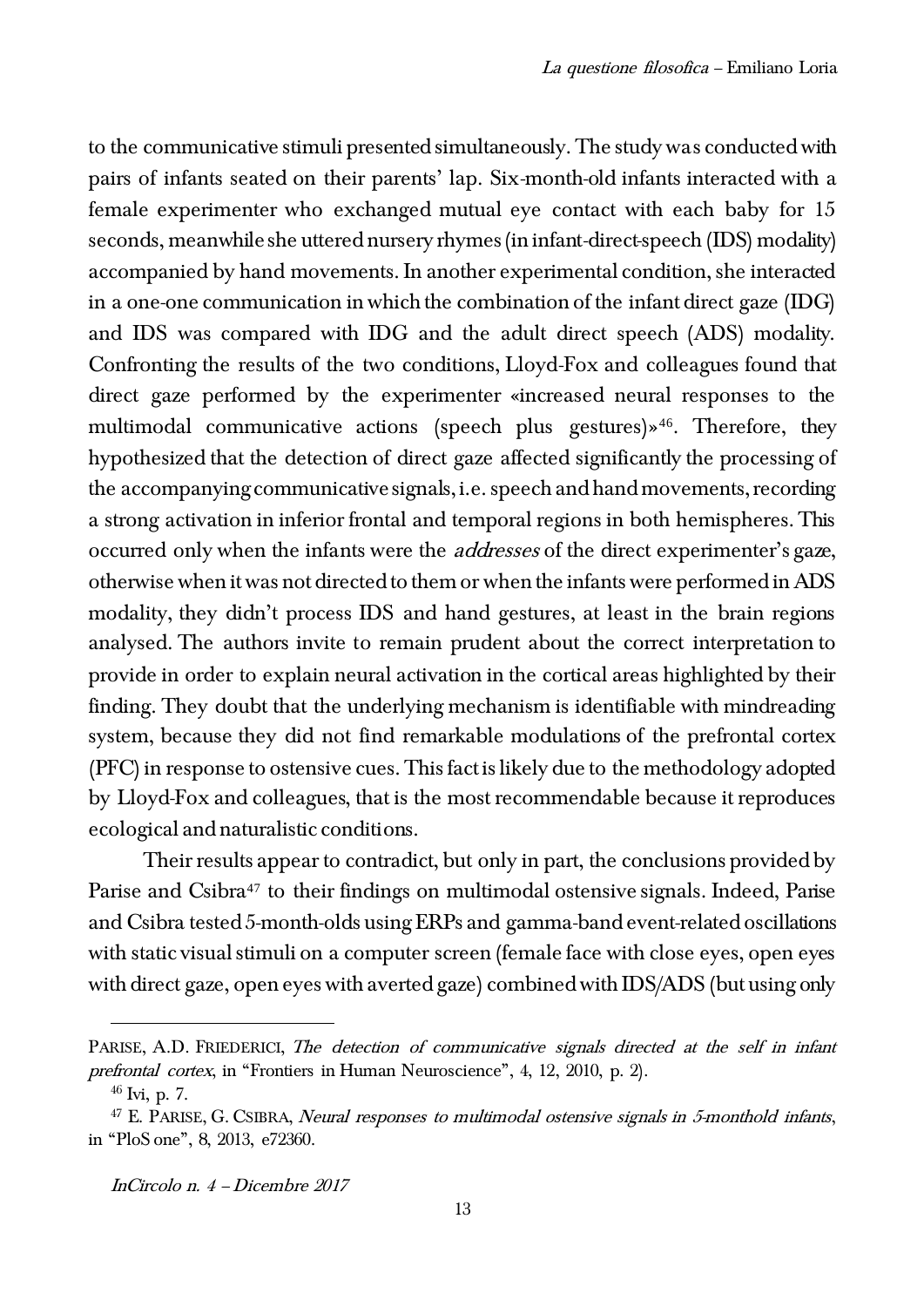to the communicative stimuli presented simultaneously. The study was conducted with pairs of infants seated on their parents' lap. Six-month-old infants interacted with a female experimenter who exchanged mutual eye contact with each baby for 15 seconds, meanwhile she uttered nursery rhymes (in infant-direct-speech (IDS) modality) accompanied by hand movements. In another experimental condition, she interacted in a one-one communication in which the combination of the infant direct gaze (IDG) and IDS was compared with IDG and the adult direct speech (ADS) modality. Confronting the results of the two conditions, Lloyd-Fox and colleagues found that direct gaze performed by the experimenter «increased neural responses to the multimodal communicative actions (speech plus gestures)»[46]. Therefore, they hypothesized that the detection of direct gaze affected significantly the processing of the accompanying communicative signals, i.e. speech and hand movements, recording a strong activation in inferior frontal and temporal regions in both hemispheres. This occurred only when the infants were the *addresses* of the direct experimenter's gaze, otherwise when it was not directed to them or when the infants were performed in ADS modality, they didn't process IDS and hand gestures, at least in the brain regions analysed. The authors invite to remain prudent about the correct interpretation to provide in order to explain neural activation in the cortical areas highlighted by their finding. They doubt that the underlying mechanism is identifiable with mindreading system, because they did not find remarkable modulations of the prefrontal cortex (PFC) in response to ostensive cues. This fact is likely due to the methodology adopted by Lloyd-Fox and colleagues, that is the most recommendable because it reproduces ecological and naturalistic conditions.

Their results appear to contradict, but only in part, the conclusions provided by Parise and Csibra[47] to their findings on multimodal ostensive signals. Indeed, Parise and Csibra tested 5-month-olds using ERPs and gamma-band event-related oscillations with static visual stimuli on a computer screen (female face with close eyes, open eyes with direct gaze, open eyes with averted gaze) combined with IDS/ADS (but using only

---

PARISE, A.D. FRIEDERICI, *The detection of communicative signals directed at the self in infant prefrontal cortex*, in "Frontiers in Human Neuroscience", 4, 12, 2010, p. 2).

[46] Ivi, p. 7.

[47] E. PARISE, G. CSIBRA, *Neural responses to multimodal ostensive signals in 5-monthold infants*, in "PloS one", 8, 2013, e72360.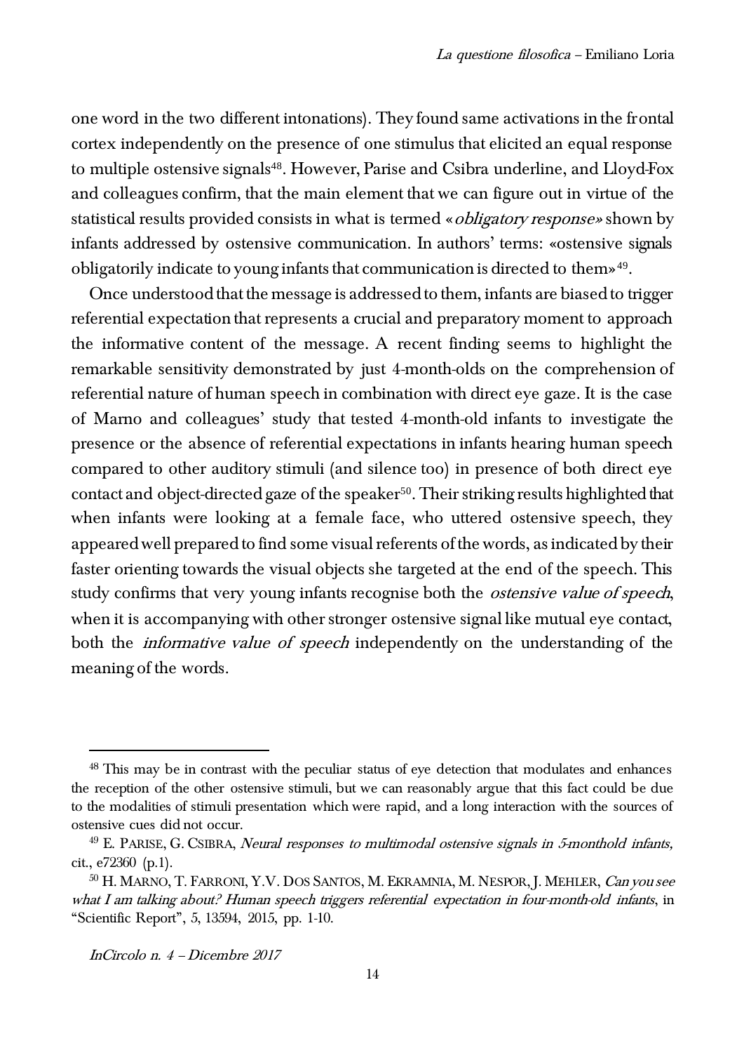one word in the two different intonations). They found same activations in the frontal cortex independently on the presence of one stimulus that elicited an equal response to multiple ostensive signals[48]. However, Parise and Csibra underline, and Lloyd-Fox and colleagues confirm, that the main element that we can figure out in virtue of the statistical results provided consists in what is termed «*obligatory response*» shown by infants addressed by ostensive communication. In authors' terms: «ostensive signals obligatorily indicate to young infants that communication is directed to them»[49].

Once understood that the message is addressed to them, infants are biased to trigger referential expectation that represents a crucial and preparatory moment to approach the informative content of the message. A recent finding seems to highlight the remarkable sensitivity demonstrated by just 4-month-olds on the comprehension of referential nature of human speech in combination with direct eye gaze. It is the case of Marno and colleagues' study that tested 4-month-old infants to investigate the presence or the absence of referential expectations in infants hearing human speech compared to other auditory stimuli (and silence too) in presence of both direct eye contact and object-directed gaze of the speaker[50]. Their striking results highlighted that when infants were looking at a female face, who uttered ostensive speech, they appeared well prepared to find some visual referents of the words, as indicated by their faster orienting towards the visual objects she targeted at the end of the speech. This study confirms that very young infants recognise both the *ostensive value of speech*, when it is accompanying with other stronger ostensive signal like mutual eye contact, both the *informative value of speech* independently on the understanding of the meaning of the words.

---

[48] This may be in contrast with the peculiar status of eye detection that modulates and enhances the reception of the other ostensive stimuli, but we can reasonably argue that this fact could be due to the modalities of stimuli presentation which were rapid, and a long interaction with the sources of ostensive cues did not occur.

[49] E. PARISE, G. CSIBRA, *Neural responses to multimodal ostensive signals in 5-monthold infants,* cit., e72360 (p.1).

[50] H. MARNO, T. FARRONI, Y.V. DOS SANTOS, M. EKRAMNIA, M. NESPOR, J. MEHLER, *Can you see what I am talking about? Human speech triggers referential expectation in four-month-old infants*, in "Scientific Report", 5, 13594, 2015, pp. 1-10.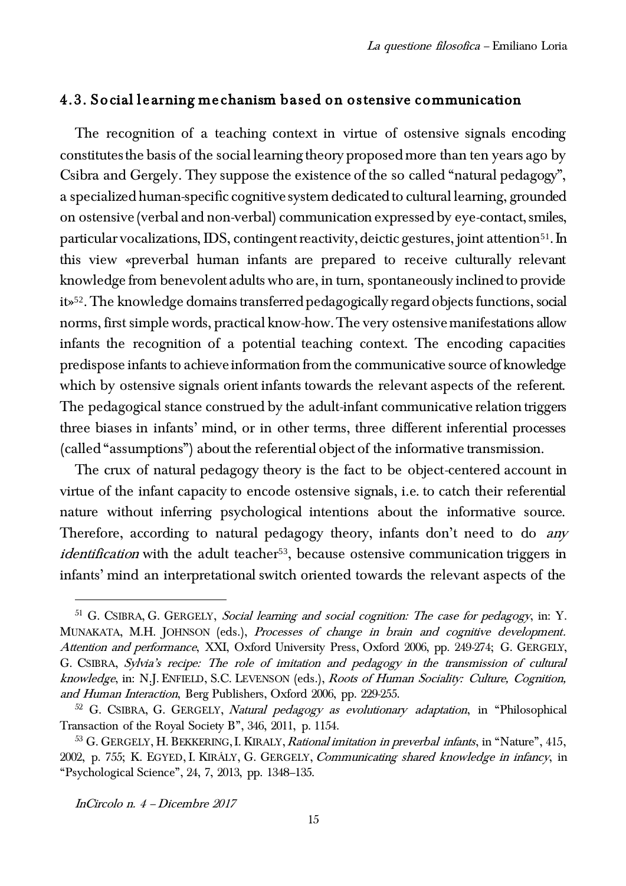### 4.3. Social learning mechanism based on ostensive communication

The recognition of a teaching context in virtue of ostensive signals encoding constitutes the basis of the social learning theory proposed more than ten years ago by Csibra and Gergely. They suppose the existence of the so called "natural pedagogy", a specialized human-specific cognitive system dedicated to cultural learning, grounded on ostensive (verbal and non-verbal) communication expressed by eye-contact, smiles, particular vocalizations, IDS, contingent reactivity, deictic gestures, joint attention[51]. In this view «preverbal human infants are prepared to receive culturally relevant knowledge from benevolent adults who are, in turn, spontaneously inclined to provide it»[52]. The knowledge domains transferred pedagogically regard objects functions, social norms, first simple words, practical know-how. The very ostensive manifestations allow infants the recognition of a potential teaching context. The encoding capacities predispose infants to achieve information from the communicative source of knowledge which by ostensive signals orient infants towards the relevant aspects of the referent. The pedagogical stance construed by the adult-infant communicative relation triggers three biases in infants' mind, or in other terms, three different inferential processes (called "assumptions") about the referential object of the informative transmission.

The crux of natural pedagogy theory is the fact to be object-centered account in virtue of the infant capacity to encode ostensive signals, i.e. to catch their referential nature without inferring psychological intentions about the informative source. Therefore, according to natural pedagogy theory, infants don't need to do *any identification* with the adult teacher[53], because ostensive communication triggers in infants' mind an interpretational switch oriented towards the relevant aspects of the

---

[51] G. Csibra, G. Gergely, *Social learning and social cognition: The case for pedagogy*, in: Y. Munakata, M.H. Johnson (eds.), *Processes of change in brain and cognitive development. Attention and performance*, XXI, Oxford University Press, Oxford 2006, pp. 249-274; G. Gergely, G. Csibra, *Sylvia's recipe: The role of imitation and pedagogy in the transmission of cultural knowledge*, in: N.J. Enfield, S.C. Levenson (eds.), *Roots of Human Sociality: Culture, Cognition, and Human Interaction*, Berg Publishers, Oxford 2006, pp. 229-255.

[52] G. Csibra, G. Gergely, *Natural pedagogy as evolutionary adaptation*, in "Philosophical Transaction of the Royal Society B", 346, 2011, p. 1154.

[53] G. Gergely, H. Bekkering, I. Kiraly, *Rational imitation in preverbal infants*, in "Nature", 415, 2002, p. 755; K. Egyed, I. Király, G. Gergely, *Communicating shared knowledge in infancy*, in "Psychological Science", 24, 7, 2013, pp. 1348–135.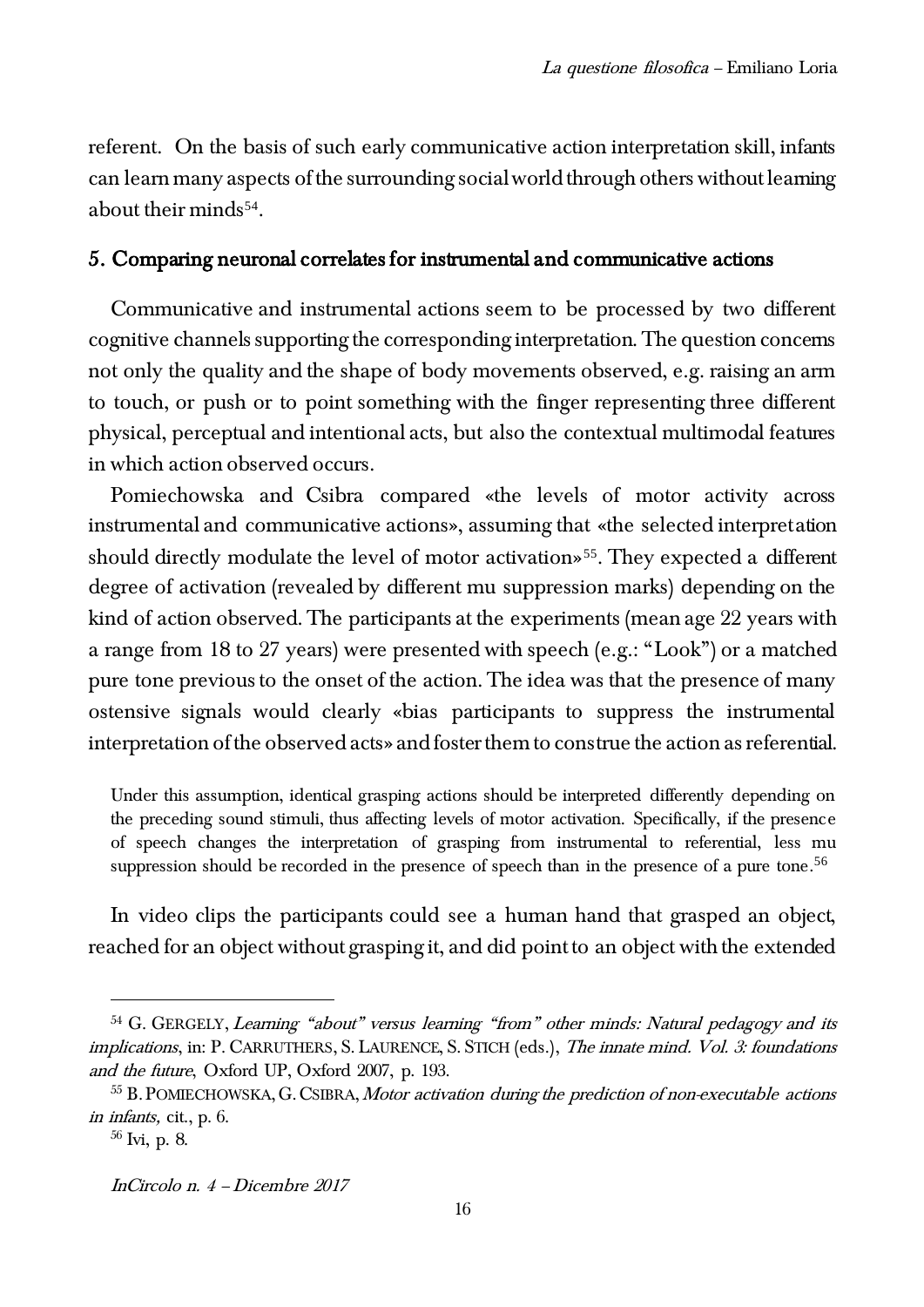referent. On the basis of such early communicative action interpretation skill, infants can learn many aspects of the surrounding social world through others without learning about their minds[54].

## 5. Comparing neuronal correlates for instrumental and communicative actions

Communicative and instrumental actions seem to be processed by two different cognitive channels supporting the corresponding interpretation. The question concerns not only the quality and the shape of body movements observed, e.g. raising an arm to touch, or push or to point something with the finger representing three different physical, perceptual and intentional acts, but also the contextual multimodal features in which action observed occurs.

Pomiechowska and Csibra compared «the levels of motor activity across instrumental and communicative actions», assuming that «the selected interpretation should directly modulate the level of motor activation»[55]. They expected a different degree of activation (revealed by different mu suppression marks) depending on the kind of action observed. The participants at the experiments (mean age 22 years with a range from 18 to 27 years) were presented with speech (e.g.: "Look") or a matched pure tone previous to the onset of the action. The idea was that the presence of many ostensive signals would clearly «bias participants to suppress the instrumental interpretation of the observed acts» and foster them to construe the action as referential.

> Under this assumption, identical grasping actions should be interpreted differently depending on the preceding sound stimuli, thus affecting levels of motor activation. Specifically, if the presence of speech changes the interpretation of grasping from instrumental to referential, less mu suppression should be recorded in the presence of speech than in the presence of a pure tone.[56]

In video clips the participants could see a human hand that grasped an object, reached for an object without grasping it, and did point to an object with the extended

---

[54] G. GERGELY, *Learning "about" versus learning "from" other minds: Natural pedagogy and its implications*, in: P. CARRUTHERS, S. LAURENCE, S. STICH (eds.), *The innate mind. Vol. 3: foundations and the future*, Oxford UP, Oxford 2007, p. 193.

[55] B. POMIECHOWSKA, G. CSIBRA, *Motor activation during the prediction of non-executable actions in infants,* cit., p. 6.

[56] Ivi, p. 8.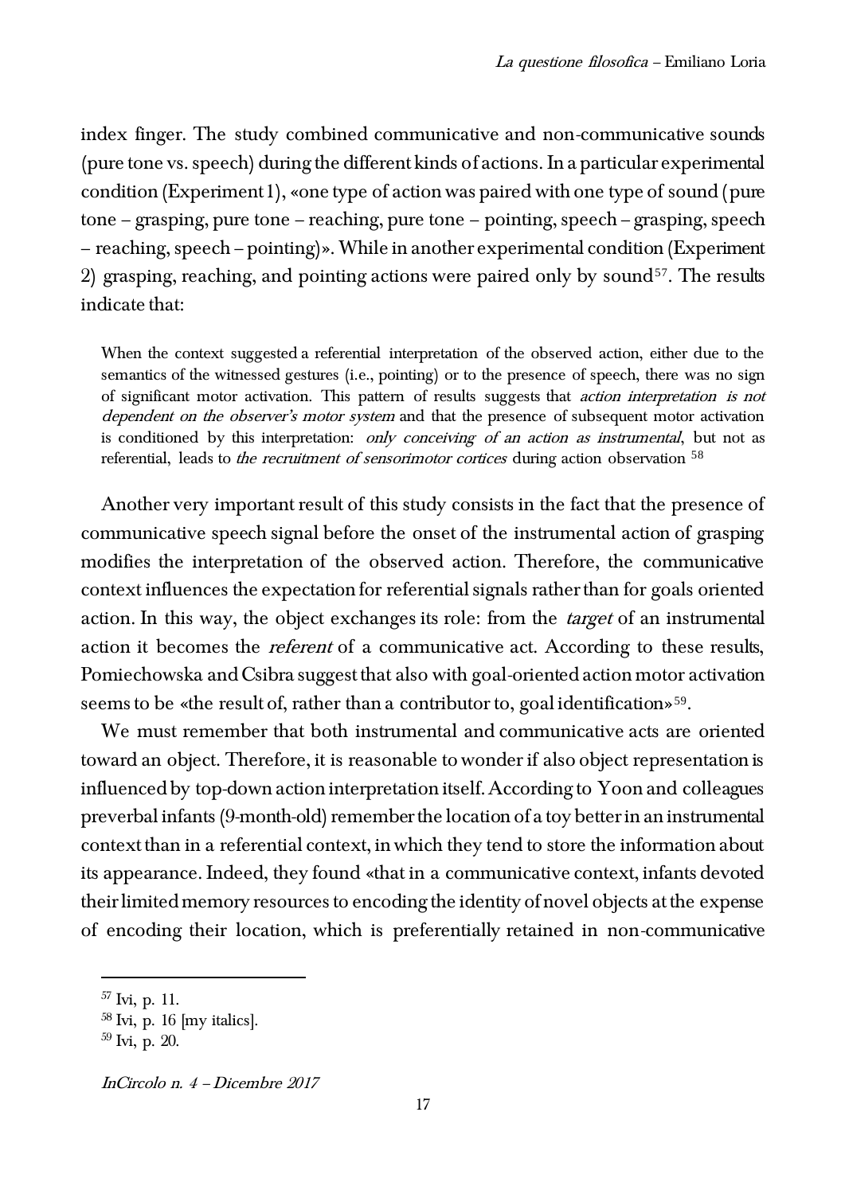index finger. The study combined communicative and non-communicative sounds (pure tone vs. speech) during the different kinds of actions. In a particular experimental condition (Experiment 1), «one type of action was paired with one type of sound (pure tone – grasping, pure tone – reaching, pure tone – pointing, speech – grasping, speech – reaching, speech – pointing)». While in another experimental condition (Experiment 2) grasping, reaching, and pointing actions were paired only by sound[57]. The results indicate that:

> When the context suggested a referential interpretation of the observed action, either due to the semantics of the witnessed gestures (i.e., pointing) or to the presence of speech, there was no sign of significant motor activation. This pattern of results suggests that *action interpretation is not dependent on the observer's motor system* and that the presence of subsequent motor activation is conditioned by this interpretation: *only conceiving of an action as instrumental*, but not as referential, leads to *the recruitment of sensorimotor cortices* during action observation [58]

Another very important result of this study consists in the fact that the presence of communicative speech signal before the onset of the instrumental action of grasping modifies the interpretation of the observed action. Therefore, the communicative context influences the expectation for referential signals rather than for goals oriented action. In this way, the object exchanges its role: from the *target* of an instrumental action it becomes the *referent* of a communicative act. According to these results, Pomiechowska and Csibra suggest that also with goal-oriented action motor activation seems to be «the result of, rather than a contributor to, goal identification»[59].

We must remember that both instrumental and communicative acts are oriented toward an object. Therefore, it is reasonable to wonder if also object representation is influenced by top-down action interpretation itself. According to Yoon and colleagues preverbal infants (9-month-old) remember the location of a toy better in an instrumental context than in a referential context, in which they tend to store the information about its appearance. Indeed, they found «that in a communicative context, infants devoted their limited memory resources to encoding the identity of novel objects at the expense of encoding their location, which is preferentially retained in non-communicative

---

[57] Ivi, p. 11.

[58] Ivi, p. 16 [my italics].

[59] Ivi, p. 20.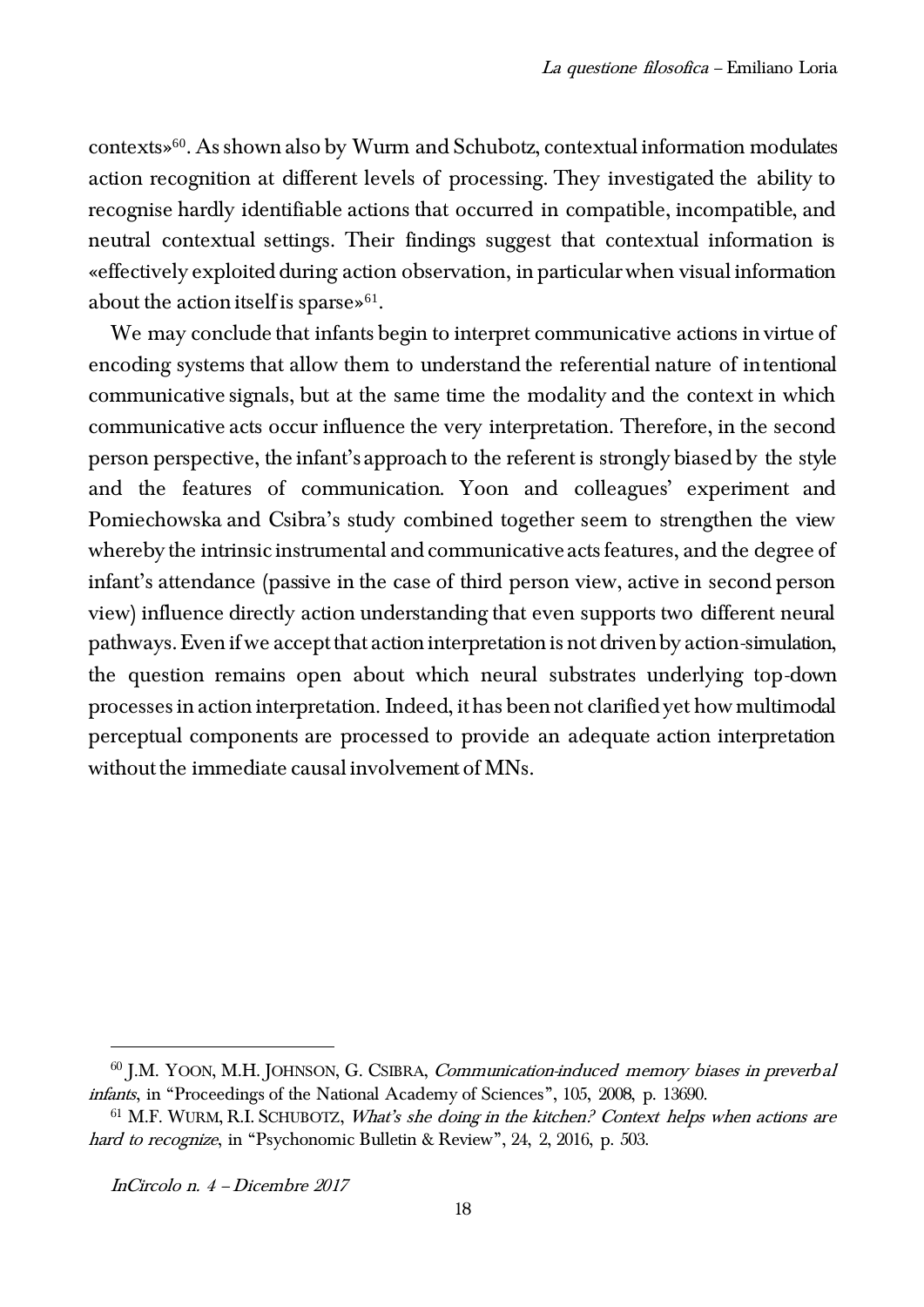contexts»[60]. As shown also by Wurm and Schubotz, contextual information modulates action recognition at different levels of processing. They investigated the ability to recognise hardly identifiable actions that occurred in compatible, incompatible, and neutral contextual settings. Their findings suggest that contextual information is «effectively exploited during action observation, in particular when visual information about the action itself is sparse»[61].

We may conclude that infants begin to interpret communicative actions in virtue of encoding systems that allow them to understand the referential nature of intentional communicative signals, but at the same time the modality and the context in which communicative acts occur influence the very interpretation. Therefore, in the second person perspective, the infant's approach to the referent is strongly biased by the style and the features of communication. Yoon and colleagues' experiment and Pomiechowska and Csibra's study combined together seem to strengthen the view whereby the intrinsic instrumental and communicative acts features, and the degree of infant's attendance (passive in the case of third person view, active in second person view) influence directly action understanding that even supports two different neural pathways. Even if we accept that action interpretation is not driven by action-simulation, the question remains open about which neural substrates underlying top-down processes in action interpretation. Indeed, it has been not clarified yet how multimodal perceptual components are processed to provide an adequate action interpretation without the immediate causal involvement of MNs.

---

[60] J.M. Yoon, M.H. Johnson, G. Csibra, *Communication-induced memory biases in preverbal infants*, in "Proceedings of the National Academy of Sciences", 105, 2008, p. 13690.

[61] M.F. Wurm, R.I. Schubotz, *What's she doing in the kitchen? Context helps when actions are hard to recognize*, in "Psychonomic Bulletin & Review", 24, 2, 2016, p. 503.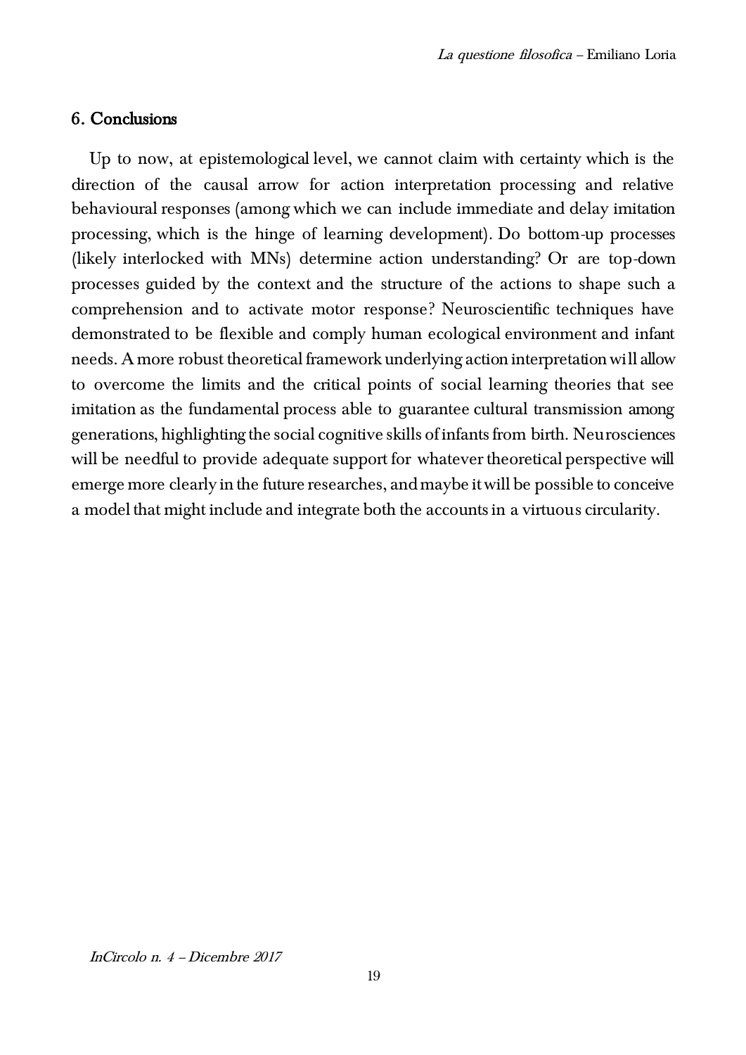## 6. Conclusions

Up to now, at epistemological level, we cannot claim with certainty which is the direction of the causal arrow for action interpretation processing and relative behavioural responses (among which we can include immediate and delay imitation processing, which is the hinge of learning development). Do bottom-up processes (likely interlocked with MNs) determine action understanding? Or are top-down processes guided by the context and the structure of the actions to shape such a comprehension and to activate motor response? Neuroscientific techniques have demonstrated to be flexible and comply human ecological environment and infant needs. A more robust theoretical framework underlying action interpretation will allow to overcome the limits and the critical points of social learning theories that see imitation as the fundamental process able to guarantee cultural transmission among generations, highlighting the social cognitive skills of infants from birth. Neurosciences will be needful to provide adequate support for whatever theoretical perspective will emerge more clearly in the future researches, and maybe it will be possible to conceive a model that might include and integrate both the accounts in a virtuous circularity.